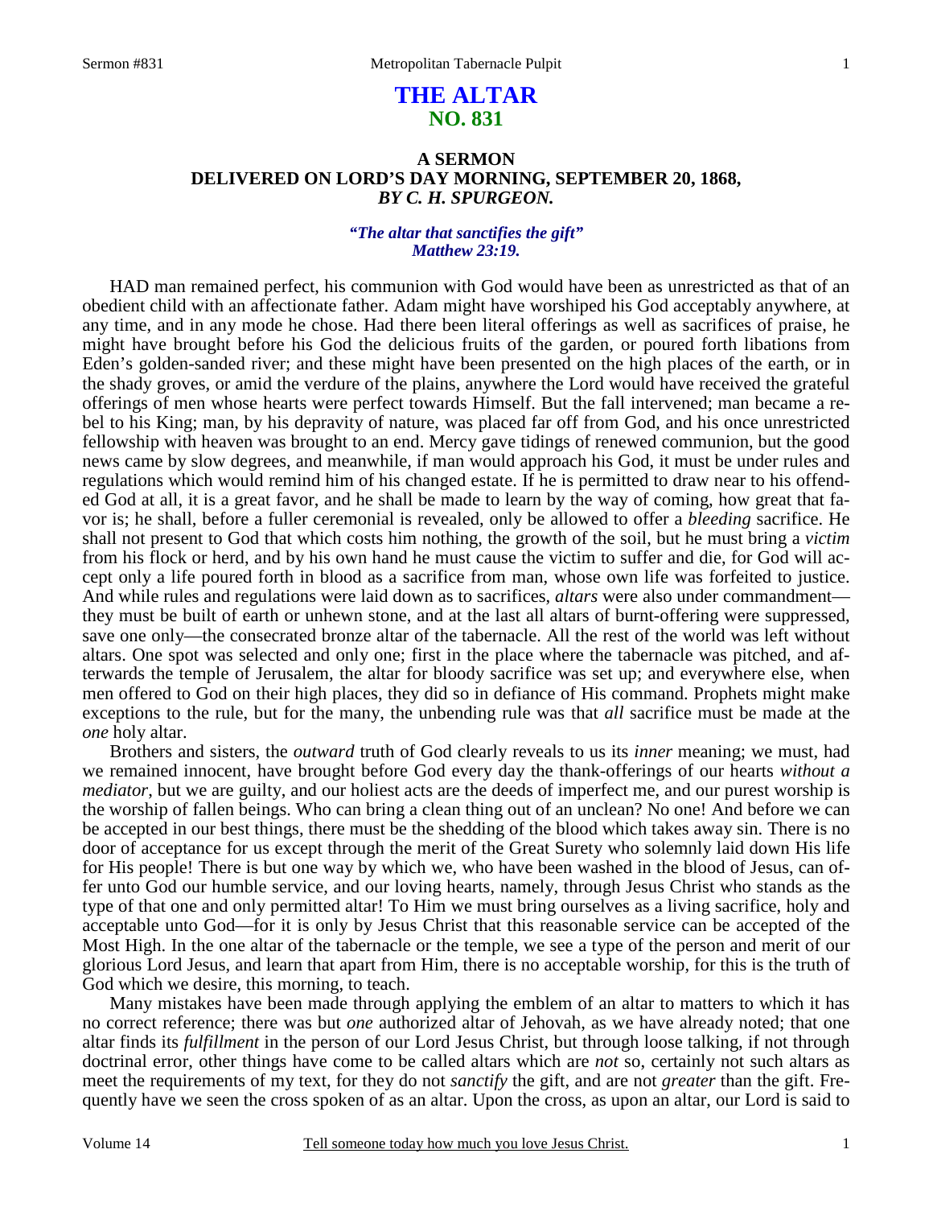# THE ALTAR
## NO. 831

### A SERMON
### DELIVERED ON LORD'S DAY MORNING, SEPTEMBER 20, 1868,
### *BY C. H. SPURGEON.*

*"The altar that sanctifies the gift"*
*Matthew 23:19.*

HAD man remained perfect, his communion with God would have been as unrestricted as that of an obedient child with an affectionate father. Adam might have worshiped his God acceptably anywhere, at any time, and in any mode he chose. Had there been literal offerings as well as sacrifices of praise, he might have brought before his God the delicious fruits of the garden, or poured forth libations from Eden's golden-sanded river; and these might have been presented on the high places of the earth, or in the shady groves, or amid the verdure of the plains, anywhere the Lord would have received the grateful offerings of men whose hearts were perfect towards Himself. But the fall intervened; man became a rebel to his King; man, by his depravity of nature, was placed far off from God, and his once unrestricted fellowship with heaven was brought to an end. Mercy gave tidings of renewed communion, but the good news came by slow degrees, and meanwhile, if man would approach his God, it must be under rules and regulations which would remind him of his changed estate. If he is permitted to draw near to his offended God at all, it is a great favor, and he shall be made to learn by the way of coming, how great that favor is; he shall, before a fuller ceremonial is revealed, only be allowed to offer a *bleeding* sacrifice. He shall not present to God that which costs him nothing, the growth of the soil, but he must bring a *victim* from his flock or herd, and by his own hand he must cause the victim to suffer and die, for God will accept only a life poured forth in blood as a sacrifice from man, whose own life was forfeited to justice. And while rules and regulations were laid down as to sacrifices, *altars* were also under commandment—they must be built of earth or unhewn stone, and at the last all altars of burnt-offering were suppressed, save one only—the consecrated bronze altar of the tabernacle. All the rest of the world was left without altars. One spot was selected and only one; first in the place where the tabernacle was pitched, and afterwards the temple of Jerusalem, the altar for bloody sacrifice was set up; and everywhere else, when men offered to God on their high places, they did so in defiance of His command. Prophets might make exceptions to the rule, but for the many, the unbending rule was that *all* sacrifice must be made at the *one* holy altar.

Brothers and sisters, the *outward* truth of God clearly reveals to us its *inner* meaning; we must, had we remained innocent, have brought before God every day the thank-offerings of our hearts *without a mediator*, but we are guilty, and our holiest acts are the deeds of imperfect me, and our purest worship is the worship of fallen beings. Who can bring a clean thing out of an unclean? No one! And before we can be accepted in our best things, there must be the shedding of the blood which takes away sin. There is no door of acceptance for us except through the merit of the Great Surety who solemnly laid down His life for His people! There is but one way by which we, who have been washed in the blood of Jesus, can offer unto God our humble service, and our loving hearts, namely, through Jesus Christ who stands as the type of that one and only permitted altar! To Him we must bring ourselves as a living sacrifice, holy and acceptable unto God—for it is only by Jesus Christ that this reasonable service can be accepted of the Most High. In the one altar of the tabernacle or the temple, we see a type of the person and merit of our glorious Lord Jesus, and learn that apart from Him, there is no acceptable worship, for this is the truth of God which we desire, this morning, to teach.

Many mistakes have been made through applying the emblem of an altar to matters to which it has no correct reference; there was but *one* authorized altar of Jehovah, as we have already noted; that one altar finds its *fulfillment* in the person of our Lord Jesus Christ, but through loose talking, if not through doctrinal error, other things have come to be called altars which are *not* so, certainly not such altars as meet the requirements of my text, for they do not *sanctify* the gift, and are not *greater* than the gift. Frequently have we seen the cross spoken of as an altar. Upon the cross, as upon an altar, our Lord is said to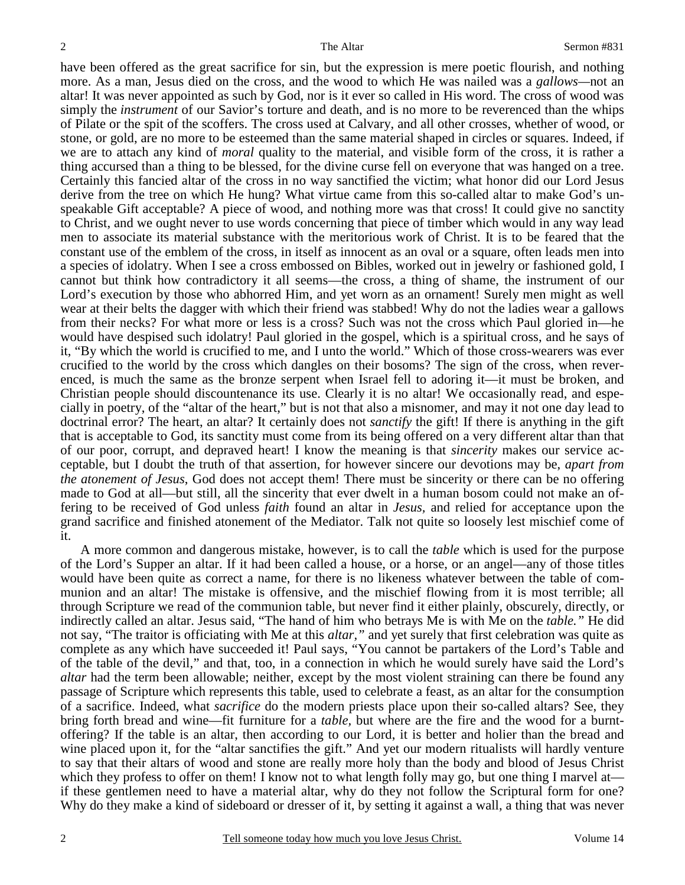have been offered as the great sacrifice for sin, but the expression is mere poetic flourish, and nothing more. As a man, Jesus died on the cross, and the wood to which He was nailed was a *gallows*—not an altar! It was never appointed as such by God, nor is it ever so called in His word. The cross of wood was simply the *instrument* of our Savior's torture and death, and is no more to be reverenced than the whips of Pilate or the spit of the scoffers. The cross used at Calvary, and all other crosses, whether of wood, or stone, or gold, are no more to be esteemed than the same material shaped in circles or squares. Indeed, if we are to attach any kind of *moral* quality to the material, and visible form of the cross, it is rather a thing accursed than a thing to be blessed, for the divine curse fell on everyone that was hanged on a tree. Certainly this fancied altar of the cross in no way sanctified the victim; what honor did our Lord Jesus derive from the tree on which He hung? What virtue came from this so-called altar to make God's unspeakable Gift acceptable? A piece of wood, and nothing more was that cross! It could give no sanctity to Christ, and we ought never to use words concerning that piece of timber which would in any way lead men to associate its material substance with the meritorious work of Christ. It is to be feared that the constant use of the emblem of the cross, in itself as innocent as an oval or a square, often leads men into a species of idolatry. When I see a cross embossed on Bibles, worked out in jewelry or fashioned gold, I cannot but think how contradictory it all seems—the cross, a thing of shame, the instrument of our Lord's execution by those who abhorred Him, and yet worn as an ornament! Surely men might as well wear at their belts the dagger with which their friend was stabbed! Why do not the ladies wear a gallows from their necks? For what more or less is a cross? Such was not the cross which Paul gloried in—he would have despised such idolatry! Paul gloried in the gospel, which is a spiritual cross, and he says of it, "By which the world is crucified to me, and I unto the world." Which of those cross-wearers was ever crucified to the world by the cross which dangles on their bosoms? The sign of the cross, when reverenced, is much the same as the bronze serpent when Israel fell to adoring it—it must be broken, and Christian people should discountenance its use. Clearly it is no altar! We occasionally read, and especially in poetry, of the "altar of the heart," but is not that also a misnomer, and may it not one day lead to doctrinal error? The heart, an altar? It certainly does not *sanctify* the gift! If there is anything in the gift that is acceptable to God, its sanctity must come from its being offered on a very different altar than that of our poor, corrupt, and depraved heart! I know the meaning is that *sincerity* makes our service acceptable, but I doubt the truth of that assertion, for however sincere our devotions may be, *apart from the atonement of Jesus*, God does not accept them! There must be sincerity or there can be no offering made to God at all—but still, all the sincerity that ever dwelt in a human bosom could not make an offering to be received of God unless *faith* found an altar in *Jesus*, and relied for acceptance upon the grand sacrifice and finished atonement of the Mediator. Talk not quite so loosely lest mischief come of it.

A more common and dangerous mistake, however, is to call the *table* which is used for the purpose of the Lord's Supper an altar. If it had been called a house, or a horse, or an angel—any of those titles would have been quite as correct a name, for there is no likeness whatever between the table of communion and an altar! The mistake is offensive, and the mischief flowing from it is most terrible; all through Scripture we read of the communion table, but never find it either plainly, obscurely, directly, or indirectly called an altar. Jesus said, "The hand of him who betrays Me is with Me on the *table."* He did not say, "The traitor is officiating with Me at this *altar,"* and yet surely that first celebration was quite as complete as any which have succeeded it! Paul says, "You cannot be partakers of the Lord's Table and of the table of the devil," and that, too, in a connection in which he would surely have said the Lord's *altar* had the term been allowable; neither, except by the most violent straining can there be found any passage of Scripture which represents this table, used to celebrate a feast, as an altar for the consumption of a sacrifice. Indeed, what *sacrifice* do the modern priests place upon their so-called altars? See, they bring forth bread and wine—fit furniture for a *table*, but where are the fire and the wood for a burnt-offering? If the table is an altar, then according to our Lord, it is better and holier than the bread and wine placed upon it, for the "altar sanctifies the gift." And yet our modern ritualists will hardly venture to say that their altars of wood and stone are really more holy than the body and blood of Jesus Christ which they profess to offer on them! I know not to what length folly may go, but one thing I marvel at—if these gentlemen need to have a material altar, why do they not follow the Scriptural form for one? Why do they make a kind of sideboard or dresser of it, by setting it against a wall, a thing that was never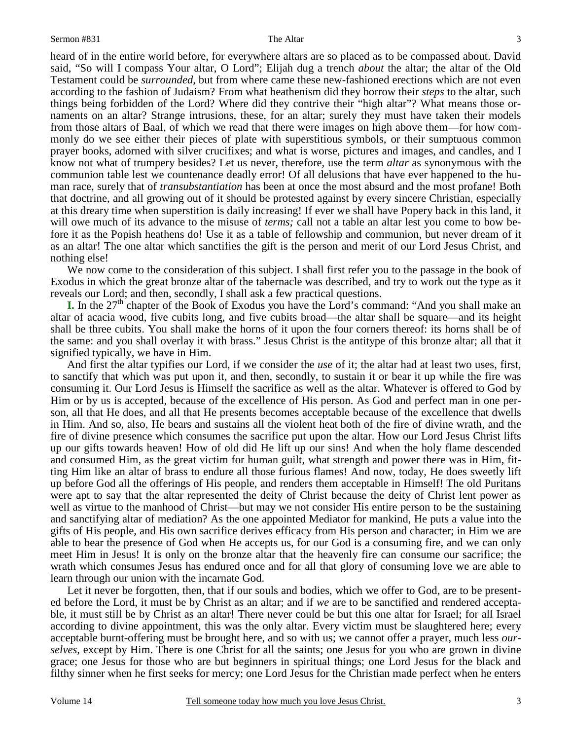heard of in the entire world before, for everywhere altars are so placed as to be compassed about. David said, "So will I compass Your altar, O Lord"; Elijah dug a trench *about* the altar; the altar of the Old Testament could be *surrounded*, but from where came these new-fashioned erections which are not even according to the fashion of Judaism? From what heathenism did they borrow their *steps* to the altar, such things being forbidden of the Lord? Where did they contrive their "high altar"? What means those ornaments on an altar? Strange intrusions, these, for an altar; surely they must have taken their models from those altars of Baal, of which we read that there were images on high above them—for how commonly do we see either their pieces of plate with superstitious symbols, or their sumptuous common prayer books, adorned with silver crucifixes; and what is worse, pictures and images, and candles, and I know not what of trumpery besides? Let us never, therefore, use the term *altar* as synonymous with the communion table lest we countenance deadly error! Of all delusions that have ever happened to the human race, surely that of *transubstantiation* has been at once the most absurd and the most profane! Both that doctrine, and all growing out of it should be protested against by every sincere Christian, especially at this dreary time when superstition is daily increasing! If ever we shall have Popery back in this land, it will owe much of its advance to the misuse of *terms;* call not a table an altar lest you come to bow before it as the Popish heathens do! Use it as a table of fellowship and communion, but never dream of it as an altar! The one altar which sanctifies the gift is the person and merit of our Lord Jesus Christ, and nothing else!

We now come to the consideration of this subject. I shall first refer you to the passage in the book of Exodus in which the great bronze altar of the tabernacle was described, and try to work out the type as it reveals our Lord; and then, secondly, I shall ask a few practical questions.

**I.** In the 27th chapter of the Book of Exodus you have the Lord's command: "And you shall make an altar of acacia wood, five cubits long, and five cubits broad—the altar shall be square—and its height shall be three cubits. You shall make the horns of it upon the four corners thereof: its horns shall be of the same: and you shall overlay it with brass." Jesus Christ is the antitype of this bronze altar; all that it signified typically, we have in Him.

And first the altar typifies our Lord, if we consider the *use* of it; the altar had at least two uses, first, to sanctify that which was put upon it, and then, secondly, to sustain it or bear it up while the fire was consuming it. Our Lord Jesus is Himself the sacrifice as well as the altar. Whatever is offered to God by Him or by us is accepted, because of the excellence of His person. As God and perfect man in one person, all that He does, and all that He presents becomes acceptable because of the excellence that dwells in Him. And so, also, He bears and sustains all the violent heat both of the fire of divine wrath, and the fire of divine presence which consumes the sacrifice put upon the altar. How our Lord Jesus Christ lifts up our gifts towards heaven! How of old did He lift up our sins! And when the holy flame descended and consumed Him, as the great victim for human guilt, what strength and power there was in Him, fitting Him like an altar of brass to endure all those furious flames! And now, today, He does sweetly lift up before God all the offerings of His people, and renders them acceptable in Himself! The old Puritans were apt to say that the altar represented the deity of Christ because the deity of Christ lent power as well as virtue to the manhood of Christ—but may we not consider His entire person to be the sustaining and sanctifying altar of mediation? As the one appointed Mediator for mankind, He puts a value into the gifts of His people, and His own sacrifice derives efficacy from His person and character; in Him we are able to bear the presence of God when He accepts us, for our God is a consuming fire, and we can only meet Him in Jesus! It is only on the bronze altar that the heavenly fire can consume our sacrifice; the wrath which consumes Jesus has endured once and for all that glory of consuming love we are able to learn through our union with the incarnate God.

Let it never be forgotten, then, that if our souls and bodies, which we offer to God, are to be presented before the Lord, it must be by Christ as an altar; and if *we* are to be sanctified and rendered acceptable, it must still be by Christ as an altar! There never could be but this one altar for Israel; for all Israel according to divine appointment, this was the only altar. Every victim must be slaughtered here; every acceptable burnt-offering must be brought here, and so with us; we cannot offer a prayer, much less *ourselves*, except by Him. There is one Christ for all the saints; one Jesus for you who are grown in divine grace; one Jesus for those who are but beginners in spiritual things; one Lord Jesus for the black and filthy sinner when he first seeks for mercy; one Lord Jesus for the Christian made perfect when he enters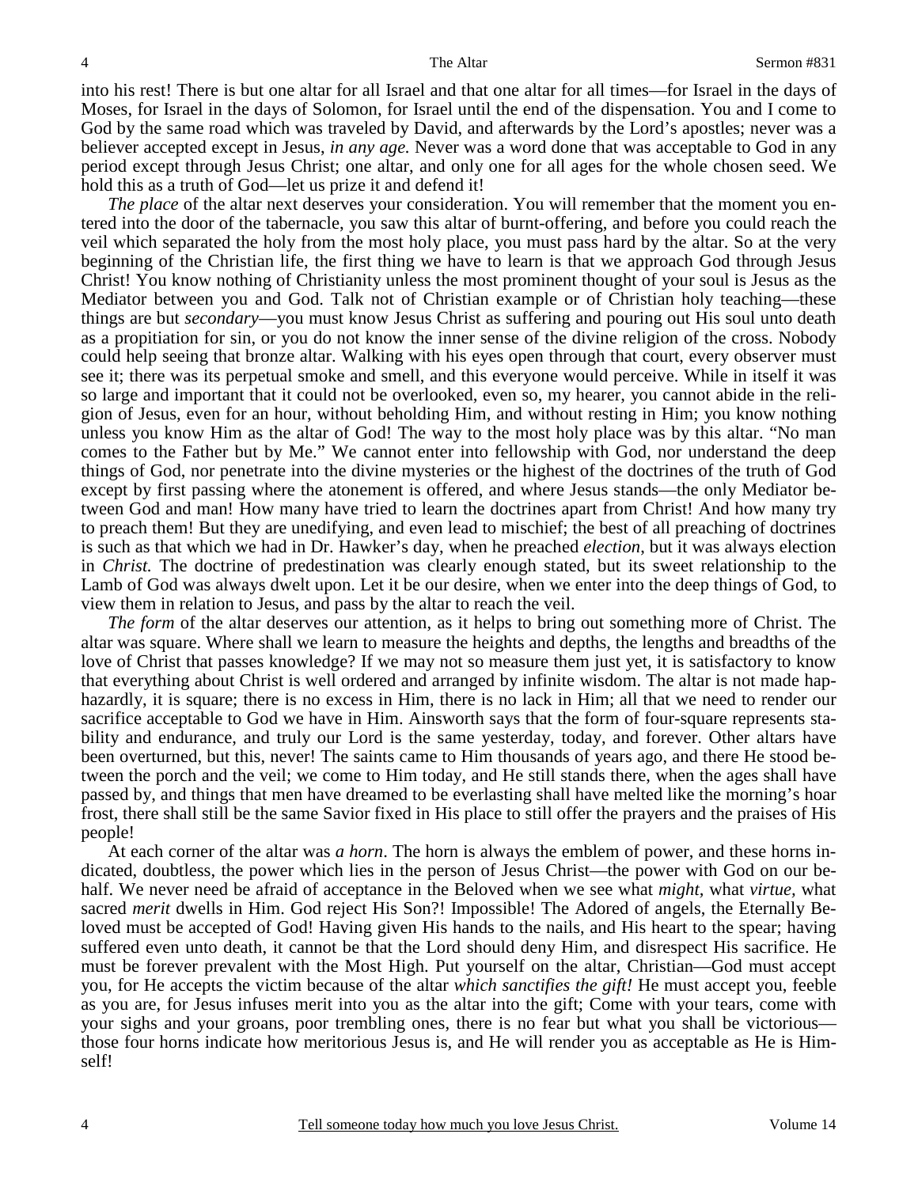into his rest! There is but one altar for all Israel and that one altar for all times—for Israel in the days of Moses, for Israel in the days of Solomon, for Israel until the end of the dispensation. You and I come to God by the same road which was traveled by David, and afterwards by the Lord's apostles; never was a believer accepted except in Jesus, *in any age.* Never was a word done that was acceptable to God in any period except through Jesus Christ; one altar, and only one for all ages for the whole chosen seed. We hold this as a truth of God—let us prize it and defend it!

*The place* of the altar next deserves your consideration. You will remember that the moment you entered into the door of the tabernacle, you saw this altar of burnt-offering, and before you could reach the veil which separated the holy from the most holy place, you must pass hard by the altar. So at the very beginning of the Christian life, the first thing we have to learn is that we approach God through Jesus Christ! You know nothing of Christianity unless the most prominent thought of your soul is Jesus as the Mediator between you and God. Talk not of Christian example or of Christian holy teaching—these things are but *secondary*—you must know Jesus Christ as suffering and pouring out His soul unto death as a propitiation for sin, or you do not know the inner sense of the divine religion of the cross. Nobody could help seeing that bronze altar. Walking with his eyes open through that court, every observer must see it; there was its perpetual smoke and smell, and this everyone would perceive. While in itself it was so large and important that it could not be overlooked, even so, my hearer, you cannot abide in the religion of Jesus, even for an hour, without beholding Him, and without resting in Him; you know nothing unless you know Him as the altar of God! The way to the most holy place was by this altar. "No man comes to the Father but by Me." We cannot enter into fellowship with God, nor understand the deep things of God, nor penetrate into the divine mysteries or the highest of the doctrines of the truth of God except by first passing where the atonement is offered, and where Jesus stands—the only Mediator between God and man! How many have tried to learn the doctrines apart from Christ! And how many try to preach them! But they are unedifying, and even lead to mischief; the best of all preaching of doctrines is such as that which we had in Dr. Hawker's day, when he preached *election,* but it was always election in *Christ.* The doctrine of predestination was clearly enough stated, but its sweet relationship to the Lamb of God was always dwelt upon. Let it be our desire, when we enter into the deep things of God, to view them in relation to Jesus, and pass by the altar to reach the veil.

*The form* of the altar deserves our attention, as it helps to bring out something more of Christ. The altar was square. Where shall we learn to measure the heights and depths, the lengths and breadths of the love of Christ that passes knowledge? If we may not so measure them just yet, it is satisfactory to know that everything about Christ is well ordered and arranged by infinite wisdom. The altar is not made haphazardly, it is square; there is no excess in Him, there is no lack in Him; all that we need to render our sacrifice acceptable to God we have in Him. Ainsworth says that the form of four-square represents stability and endurance, and truly our Lord is the same yesterday, today, and forever. Other altars have been overturned, but this, never! The saints came to Him thousands of years ago, and there He stood between the porch and the veil; we come to Him today, and He still stands there, when the ages shall have passed by, and things that men have dreamed to be everlasting shall have melted like the morning's hoar frost, there shall still be the same Savior fixed in His place to still offer the prayers and the praises of His people!

At each corner of the altar was *a horn*. The horn is always the emblem of power, and these horns indicated, doubtless, the power which lies in the person of Jesus Christ—the power with God on our behalf. We never need be afraid of acceptance in the Beloved when we see what *might,* what *virtue,* what sacred *merit* dwells in Him. God reject His Son?! Impossible! The Adored of angels, the Eternally Beloved must be accepted of God! Having given His hands to the nails, and His heart to the spear; having suffered even unto death, it cannot be that the Lord should deny Him, and disrespect His sacrifice. He must be forever prevalent with the Most High. Put yourself on the altar, Christian—God must accept you, for He accepts the victim because of the altar *which sanctifies the gift!* He must accept you, feeble as you are, for Jesus infuses merit into you as the altar into the gift; Come with your tears, come with your sighs and your groans, poor trembling ones, there is no fear but what you shall be victorious—those four horns indicate how meritorious Jesus is, and He will render you as acceptable as He is Himself!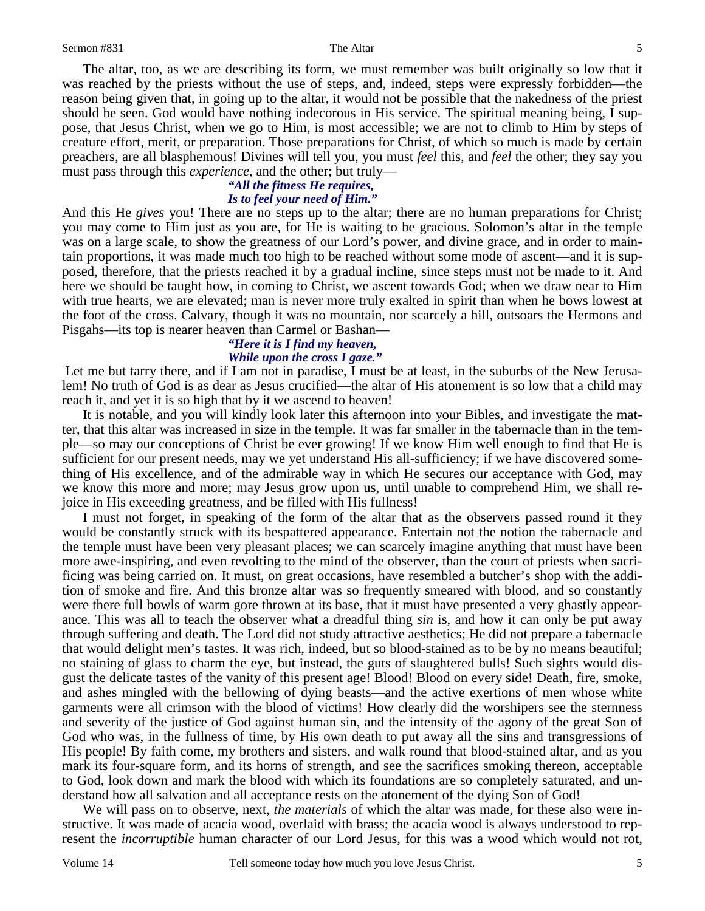The altar, too, as we are describing its form, we must remember was built originally so low that it was reached by the priests without the use of steps, and, indeed, steps were expressly forbidden—the reason being given that, in going up to the altar, it would not be possible that the nakedness of the priest should be seen. God would have nothing indecorous in His service. The spiritual meaning being, I suppose, that Jesus Christ, when we go to Him, is most accessible; we are not to climb to Him by steps of creature effort, merit, or preparation. Those preparations for Christ, of which so much is made by certain preachers, are all blasphemous! Divines will tell you, you must *feel* this, and *feel* the other; they say you must pass through this *experience,* and the other; but truly—

> ***"All the fitness He requires,***
> ***Is to feel your need of Him."***

And this He *gives* you! There are no steps up to the altar; there are no human preparations for Christ; you may come to Him just as you are, for He is waiting to be gracious. Solomon's altar in the temple was on a large scale, to show the greatness of our Lord's power, and divine grace, and in order to maintain proportions, it was made much too high to be reached without some mode of ascent—and it is supposed, therefore, that the priests reached it by a gradual incline, since steps must not be made to it. And here we should be taught how, in coming to Christ, we ascent towards God; when we draw near to Him with true hearts, we are elevated; man is never more truly exalted in spirit than when he bows lowest at the foot of the cross. Calvary, though it was no mountain, nor scarcely a hill, outsoars the Hermons and Pisgahs—its top is nearer heaven than Carmel or Bashan—

> ***"Here it is I find my heaven,***
> ***While upon the cross I gaze."***

Let me but tarry there, and if I am not in paradise, I must be at least, in the suburbs of the New Jerusalem! No truth of God is as dear as Jesus crucified—the altar of His atonement is so low that a child may reach it, and yet it is so high that by it we ascend to heaven!

It is notable, and you will kindly look later this afternoon into your Bibles, and investigate the matter, that this altar was increased in size in the temple. It was far smaller in the tabernacle than in the temple—so may our conceptions of Christ be ever growing! If we know Him well enough to find that He is sufficient for our present needs, may we yet understand His all-sufficiency; if we have discovered something of His excellence, and of the admirable way in which He secures our acceptance with God, may we know this more and more; may Jesus grow upon us, until unable to comprehend Him, we shall rejoice in His exceeding greatness, and be filled with His fullness!

I must not forget, in speaking of the form of the altar that as the observers passed round it they would be constantly struck with its bespattered appearance. Entertain not the notion the tabernacle and the temple must have been very pleasant places; we can scarcely imagine anything that must have been more awe-inspiring, and even revolting to the mind of the observer, than the court of priests when sacrificing was being carried on. It must, on great occasions, have resembled a butcher's shop with the addition of smoke and fire. And this bronze altar was so frequently smeared with blood, and so constantly were there full bowls of warm gore thrown at its base, that it must have presented a very ghastly appearance. This was all to teach the observer what a dreadful thing *sin* is, and how it can only be put away through suffering and death. The Lord did not study attractive aesthetics; He did not prepare a tabernacle that would delight men's tastes. It was rich, indeed, but so blood-stained as to be by no means beautiful; no staining of glass to charm the eye, but instead, the guts of slaughtered bulls! Such sights would disgust the delicate tastes of the vanity of this present age! Blood! Blood on every side! Death, fire, smoke, and ashes mingled with the bellowing of dying beasts—and the active exertions of men whose white garments were all crimson with the blood of victims! How clearly did the worshipers see the sternness and severity of the justice of God against human sin, and the intensity of the agony of the great Son of God who was, in the fullness of time, by His own death to put away all the sins and transgressions of His people! By faith come, my brothers and sisters, and walk round that blood-stained altar, and as you mark its four-square form, and its horns of strength, and see the sacrifices smoking thereon, acceptable to God, look down and mark the blood with which its foundations are so completely saturated, and understand how all salvation and all acceptance rests on the atonement of the dying Son of God!

We will pass on to observe, next, *the materials* of which the altar was made, for these also were instructive. It was made of acacia wood, overlaid with brass; the acacia wood is always understood to represent the *incorruptible* human character of our Lord Jesus, for this was a wood which would not rot,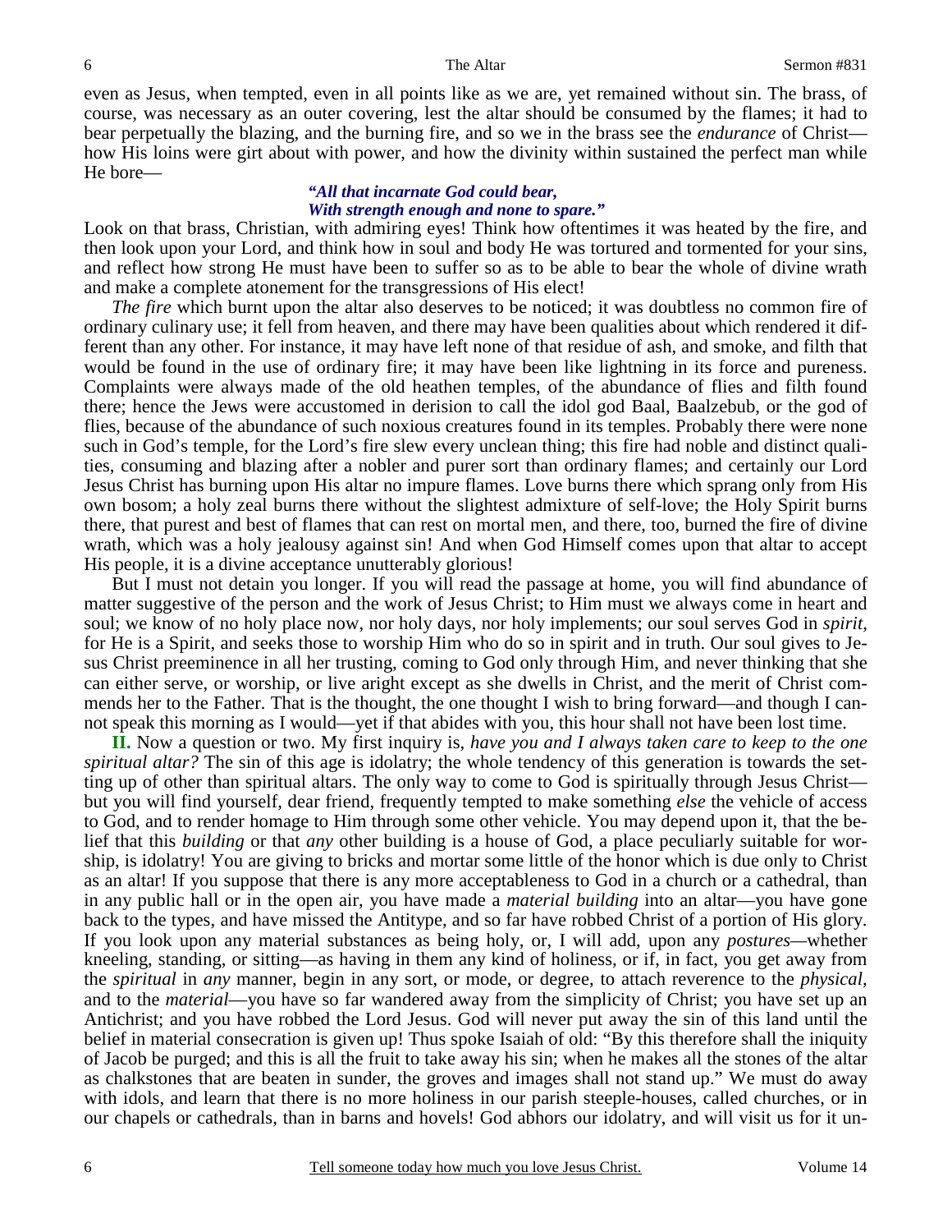even as Jesus, when tempted, even in all points like as we are, yet remained without sin. The brass, of course, was necessary as an outer covering, lest the altar should be consumed by the flames; it had to bear perpetually the blazing, and the burning fire, and so we in the brass see the *endurance* of Christ—how His loins were girt about with power, and how the divinity within sustained the perfect man while He bore—

> ***"All that incarnate God could bear,***
> ***With strength enough and none to spare."***

Look on that brass, Christian, with admiring eyes! Think how oftentimes it was heated by the fire, and then look upon your Lord, and think how in soul and body He was tortured and tormented for your sins, and reflect how strong He must have been to suffer so as to be able to bear the whole of divine wrath and make a complete atonement for the transgressions of His elect!

*The fire* which burnt upon the altar also deserves to be noticed; it was doubtless no common fire of ordinary culinary use; it fell from heaven, and there may have been qualities about which rendered it different than any other. For instance, it may have left none of that residue of ash, and smoke, and filth that would be found in the use of ordinary fire; it may have been like lightning in its force and pureness. Complaints were always made of the old heathen temples, of the abundance of flies and filth found there; hence the Jews were accustomed in derision to call the idol god Baal, Baalzebub, or the god of flies, because of the abundance of such noxious creatures found in its temples. Probably there were none such in God's temple, for the Lord's fire slew every unclean thing; this fire had noble and distinct qualities, consuming and blazing after a nobler and purer sort than ordinary flames; and certainly our Lord Jesus Christ has burning upon His altar no impure flames. Love burns there which sprang only from His own bosom; a holy zeal burns there without the slightest admixture of self-love; the Holy Spirit burns there, that purest and best of flames that can rest on mortal men, and there, too, burned the fire of divine wrath, which was a holy jealousy against sin! And when God Himself comes upon that altar to accept His people, it is a divine acceptance unutterably glorious!

But I must not detain you longer. If you will read the passage at home, you will find abundance of matter suggestive of the person and the work of Jesus Christ; to Him must we always come in heart and soul; we know of no holy place now, nor holy days, nor holy implements; our soul serves God in *spirit*, for He is a Spirit, and seeks those to worship Him who do so in spirit and in truth. Our soul gives to Jesus Christ preeminence in all her trusting, coming to God only through Him, and never thinking that she can either serve, or worship, or live aright except as she dwells in Christ, and the merit of Christ commends her to the Father. That is the thought, the one thought I wish to bring forward—and though I cannot speak this morning as I would—yet if that abides with you, this hour shall not have been lost time.

**II.** Now a question or two. My first inquiry is, *have you and I always taken care to keep to the one spiritual altar?* The sin of this age is idolatry; the whole tendency of this generation is towards the setting up of other than spiritual altars. The only way to come to God is spiritually through Jesus Christ—but you will find yourself, dear friend, frequently tempted to make something *else* the vehicle of access to God, and to render homage to Him through some other vehicle. You may depend upon it, that the belief that this *building* or that *any* other building is a house of God, a place peculiarly suitable for worship, is idolatry! You are giving to bricks and mortar some little of the honor which is due only to Christ as an altar! If you suppose that there is any more acceptableness to God in a church or a cathedral, than in any public hall or in the open air, you have made a *material building* into an altar—you have gone back to the types, and have missed the Antitype, and so far have robbed Christ of a portion of His glory. If you look upon any material substances as being holy, or, I will add, upon any *postures*—whether kneeling, standing, or sitting—as having in them any kind of holiness, or if, in fact, you get away from the *spiritual* in *any* manner, begin in any sort, or mode, or degree, to attach reverence to the *physical,* and to the *material*—you have so far wandered away from the simplicity of Christ; you have set up an Antichrist; and you have robbed the Lord Jesus. God will never put away the sin of this land until the belief in material consecration is given up! Thus spoke Isaiah of old: "By this therefore shall the iniquity of Jacob be purged; and this is all the fruit to take away his sin; when he makes all the stones of the altar as chalkstones that are beaten in sunder, the groves and images shall not stand up." We must do away with idols, and learn that there is no more holiness in our parish steeple-houses, called churches, or in our chapels or cathedrals, than in barns and hovels! God abhors our idolatry, and will visit us for it un-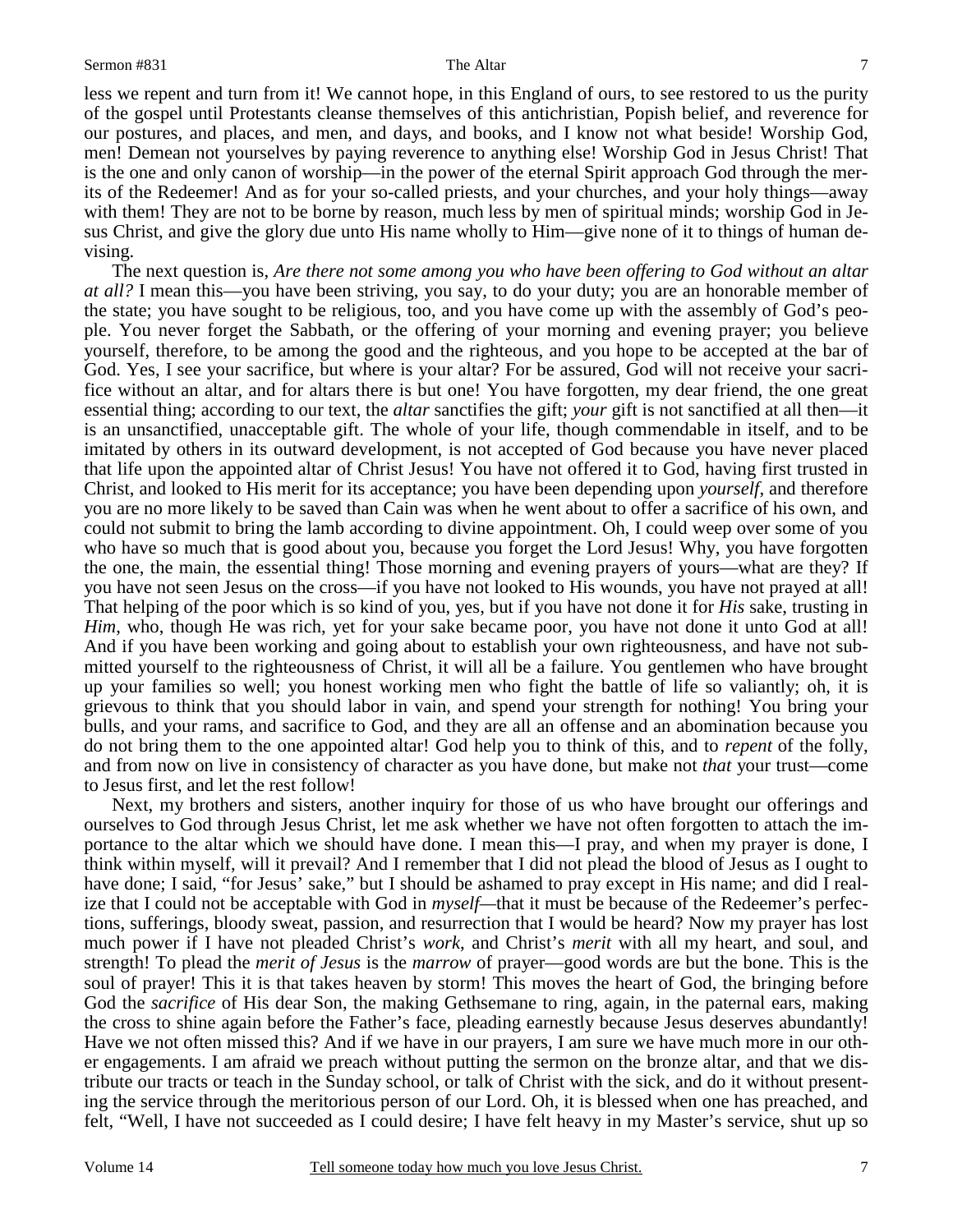less we repent and turn from it! We cannot hope, in this England of ours, to see restored to us the purity of the gospel until Protestants cleanse themselves of this antichristian, Popish belief, and reverence for our postures, and places, and men, and days, and books, and I know not what beside! Worship God, men! Demean not yourselves by paying reverence to anything else! Worship God in Jesus Christ! That is the one and only canon of worship—in the power of the eternal Spirit approach God through the merits of the Redeemer! And as for your so-called priests, and your churches, and your holy things—away with them! They are not to be borne by reason, much less by men of spiritual minds; worship God in Jesus Christ, and give the glory due unto His name wholly to Him—give none of it to things of human devising.

The next question is, *Are there not some among you who have been offering to God without an altar at all?* I mean this—you have been striving, you say, to do your duty; you are an honorable member of the state; you have sought to be religious, too, and you have come up with the assembly of God's people. You never forget the Sabbath, or the offering of your morning and evening prayer; you believe yourself, therefore, to be among the good and the righteous, and you hope to be accepted at the bar of God. Yes, I see your sacrifice, but where is your altar? For be assured, God will not receive your sacrifice without an altar, and for altars there is but one! You have forgotten, my dear friend, the one great essential thing; according to our text, the *altar* sanctifies the gift; *your* gift is not sanctified at all then—it is an unsanctified, unacceptable gift. The whole of your life, though commendable in itself, and to be imitated by others in its outward development, is not accepted of God because you have never placed that life upon the appointed altar of Christ Jesus! You have not offered it to God, having first trusted in Christ, and looked to His merit for its acceptance; you have been depending upon *yourself*, and therefore you are no more likely to be saved than Cain was when he went about to offer a sacrifice of his own, and could not submit to bring the lamb according to divine appointment. Oh, I could weep over some of you who have so much that is good about you, because you forget the Lord Jesus! Why, you have forgotten the one, the main, the essential thing! Those morning and evening prayers of yours—what are they? If you have not seen Jesus on the cross—if you have not looked to His wounds, you have not prayed at all! That helping of the poor which is so kind of you, yes, but if you have not done it for *His* sake, trusting in *Him*, who, though He was rich, yet for your sake became poor, you have not done it unto God at all! And if you have been working and going about to establish your own righteousness, and have not submitted yourself to the righteousness of Christ, it will all be a failure. You gentlemen who have brought up your families so well; you honest working men who fight the battle of life so valiantly; oh, it is grievous to think that you should labor in vain, and spend your strength for nothing! You bring your bulls, and your rams, and sacrifice to God, and they are all an offense and an abomination because you do not bring them to the one appointed altar! God help you to think of this, and to *repent* of the folly, and from now on live in consistency of character as you have done, but make not *that* your trust—come to Jesus first, and let the rest follow!

Next, my brothers and sisters, another inquiry for those of us who have brought our offerings and ourselves to God through Jesus Christ, let me ask whether we have not often forgotten to attach the importance to the altar which we should have done. I mean this—I pray, and when my prayer is done, I think within myself, will it prevail? And I remember that I did not plead the blood of Jesus as I ought to have done; I said, "for Jesus' sake," but I should be ashamed to pray except in His name; and did I realize that I could not be acceptable with God in *myself*—that it must be because of the Redeemer's perfections, sufferings, bloody sweat, passion, and resurrection that I would be heard? Now my prayer has lost much power if I have not pleaded Christ's *work*, and Christ's *merit* with all my heart, and soul, and strength! To plead the *merit of Jesus* is the *marrow* of prayer—good words are but the bone. This is the soul of prayer! This it is that takes heaven by storm! This moves the heart of God, the bringing before God the *sacrifice* of His dear Son, the making Gethsemane to ring, again, in the paternal ears, making the cross to shine again before the Father's face, pleading earnestly because Jesus deserves abundantly! Have we not often missed this? And if we have in our prayers, I am sure we have much more in our other engagements. I am afraid we preach without putting the sermon on the bronze altar, and that we distribute our tracts or teach in the Sunday school, or talk of Christ with the sick, and do it without presenting the service through the meritorious person of our Lord. Oh, it is blessed when one has preached, and felt, "Well, I have not succeeded as I could desire; I have felt heavy in my Master's service, shut up so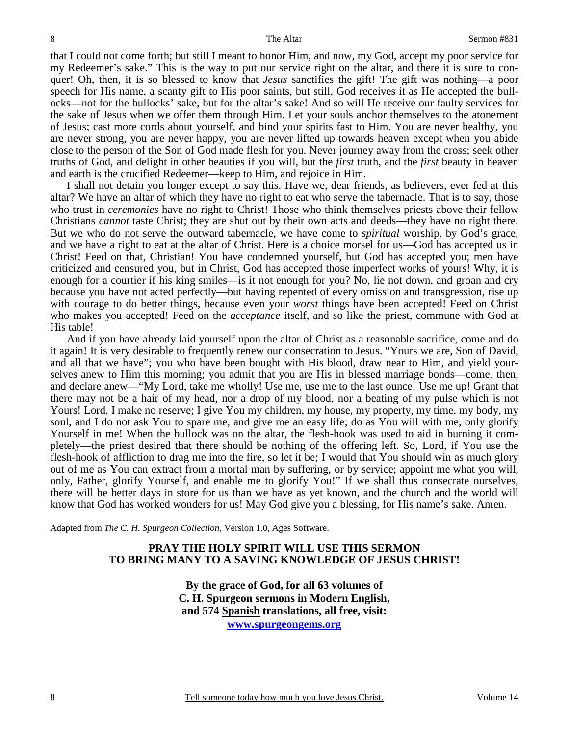that I could not come forth; but still I meant to honor Him, and now, my God, accept my poor service for my Redeemer's sake." This is the way to put our service right on the altar, and there it is sure to conquer! Oh, then, it is so blessed to know that *Jesus* sanctifies the gift! The gift was nothing—a poor speech for His name, a scanty gift to His poor saints, but still, God receives it as He accepted the bullocks—not for the bullocks' sake, but for the altar's sake! And so will He receive our faulty services for the sake of Jesus when we offer them through Him. Let your souls anchor themselves to the atonement of Jesus; cast more cords about yourself, and bind your spirits fast to Him. You are never healthy, you are never strong, you are never happy, you are never lifted up towards heaven except when you abide close to the person of the Son of God made flesh for you. Never journey away from the cross; seek other truths of God, and delight in other beauties if you will, but the *first* truth, and the *first* beauty in heaven and earth is the crucified Redeemer—keep to Him, and rejoice in Him.

I shall not detain you longer except to say this. Have we, dear friends, as believers, ever fed at this altar? We have an altar of which they have no right to eat who serve the tabernacle. That is to say, those who trust in *ceremonies* have no right to Christ! Those who think themselves priests above their fellow Christians *cannot* taste Christ; they are shut out by their own acts and deeds—they have no right there. But we who do not serve the outward tabernacle, we have come to *spiritual* worship, by God's grace, and we have a right to eat at the altar of Christ. Here is a choice morsel for us—God has accepted us in Christ! Feed on that, Christian! You have condemned yourself, but God has accepted you; men have criticized and censured you, but in Christ, God has accepted those imperfect works of yours! Why, it is enough for a courtier if his king smiles—is it not enough for you? No, lie not down, and groan and cry because you have not acted perfectly—but having repented of every omission and transgression, rise up with courage to do better things, because even your *worst* things have been accepted! Feed on Christ who makes you accepted! Feed on the *acceptance* itself, and so like the priest, commune with God at His table!

And if you have already laid yourself upon the altar of Christ as a reasonable sacrifice, come and do it again! It is very desirable to frequently renew our consecration to Jesus. "Yours we are, Son of David, and all that we have"; you who have been bought with His blood, draw near to Him, and yield yourselves anew to Him this morning; you admit that you are His in blessed marriage bonds—come, then, and declare anew—"My Lord, take me wholly! Use me, use me to the last ounce! Use me up! Grant that there may not be a hair of my head, nor a drop of my blood, nor a beating of my pulse which is not Yours! Lord, I make no reserve; I give You my children, my house, my property, my time, my body, my soul, and I do not ask You to spare me, and give me an easy life; do as You will with me, only glorify Yourself in me! When the bullock was on the altar, the flesh-hook was used to aid in burning it completely—the priest desired that there should be nothing of the offering left. So, Lord, if You use the flesh-hook of affliction to drag me into the fire, so let it be; I would that You should win as much glory out of me as You can extract from a mortal man by suffering, or by service; appoint me what you will, only, Father, glorify Yourself, and enable me to glorify You!" If we shall thus consecrate ourselves, there will be better days in store for us than we have as yet known, and the church and the world will know that God has worked wonders for us! May God give you a blessing, for His name's sake. Amen.

Adapted from *The C. H. Spurgeon Collection*, Version 1.0, Ages Software.

**PRAY THE HOLY SPIRIT WILL USE THIS SERMON TO BRING MANY TO A SAVING KNOWLEDGE OF JESUS CHRIST!**

**By the grace of God, for all 63 volumes of C. H. Spurgeon sermons in Modern English, and 574 Spanish translations, all free, visit: www.spurgeongems.org**